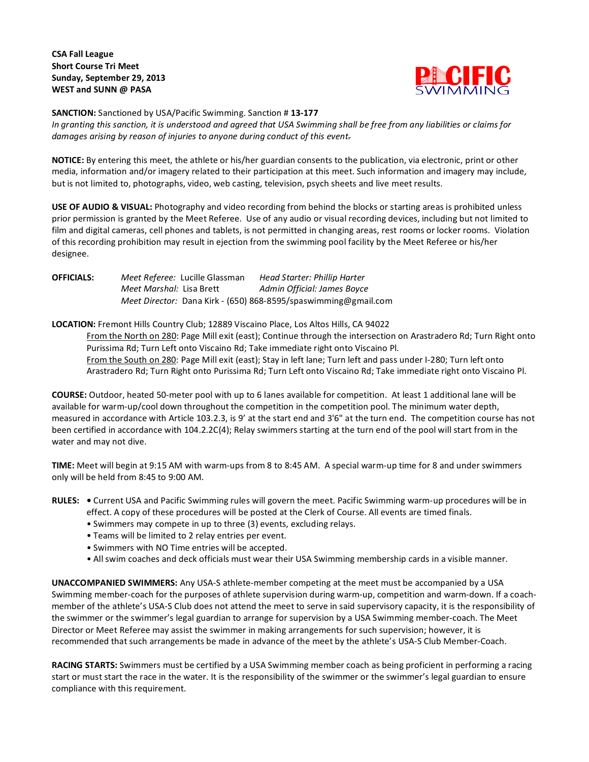**CSA Fall League**
**Short Course Tri Meet**
**Sunday, September 29, 2013**
**WEST and SUNN @ PASA**

**SANCTION:** Sanctioned by USA/Pacific Swimming. Sanction # **13-177**
*In granting this sanction, it is understood and agreed that USA Swimming shall be free from any liabilities or claims for damages arising by reason of injuries to anyone during conduct of this event.*

**NOTICE:** By entering this meet, the athlete or his/her guardian consents to the publication, via electronic, print or other media, information and/or imagery related to their participation at this meet. Such information and imagery may include, but is not limited to, photographs, video, web casting, television, psych sheets and live meet results.

**USE OF AUDIO & VISUAL:** Photography and video recording from behind the blocks or starting areas is prohibited unless prior permission is granted by the Meet Referee. Use of any audio or visual recording devices, including but not limited to film and digital cameras, cell phones and tablets, is not permitted in changing areas, rest rooms or locker rooms. Violation of this recording prohibition may result in ejection from the swimming pool facility by the Meet Referee or his/her designee.

**OFFICIALS:**
*Meet Referee:* Lucille Glassman — *Head Starter: Phillip Harter*
*Meet Marshal:* Lisa Brett — *Admin Official: James Boyce*
*Meet Director:* Dana Kirk - (650) 868-8595/spaswimming@gmail.com

**LOCATION:** Fremont Hills Country Club; 12889 Viscaino Place, Los Altos Hills, CA 94022

From the North on 280: Page Mill exit (east); Continue through the intersection on Arastradero Rd; Turn Right onto Purissima Rd; Turn Left onto Viscaino Rd; Take immediate right onto Viscaino Pl.

From the South on 280: Page Mill exit (east); Stay in left lane; Turn left and pass under I-280; Turn left onto Arastradero Rd; Turn Right onto Purissima Rd; Turn Left onto Viscaino Rd; Take immediate right onto Viscaino Pl.

**COURSE:** Outdoor, heated 50-meter pool with up to 6 lanes available for competition. At least 1 additional lane will be available for warm-up/cool down throughout the competition in the competition pool. The minimum water depth, measured in accordance with Article 103.2.3, is 9' at the start end and 3'6" at the turn end. The competition course has not been certified in accordance with 104.2.2C(4); Relay swimmers starting at the turn end of the pool will start from in the water and may not dive.

**TIME:** Meet will begin at 9:15 AM with warm-ups from 8 to 8:45 AM. A special warm-up time for 8 and under swimmers only will be held from 8:45 to 9:00 AM.

**RULES:**
- Current USA and Pacific Swimming rules will govern the meet. Pacific Swimming warm-up procedures will be in effect. A copy of these procedures will be posted at the Clerk of Course. All events are timed finals.
- Swimmers may compete in up to three (3) events, excluding relays.
- Teams will be limited to 2 relay entries per event.
- Swimmers with NO Time entries will be accepted.
- All swim coaches and deck officials must wear their USA Swimming membership cards in a visible manner.

**UNACCOMPANIED SWIMMERS:** Any USA-S athlete-member competing at the meet must be accompanied by a USA Swimming member-coach for the purposes of athlete supervision during warm-up, competition and warm-down. If a coach-member of the athlete's USA-S Club does not attend the meet to serve in said supervisory capacity, it is the responsibility of the swimmer or the swimmer's legal guardian to arrange for supervision by a USA Swimming member-coach. The Meet Director or Meet Referee may assist the swimmer in making arrangements for such supervision; however, it is recommended that such arrangements be made in advance of the meet by the athlete's USA-S Club Member-Coach.

**RACING STARTS:** Swimmers must be certified by a USA Swimming member coach as being proficient in performing a racing start or must start the race in the water. It is the responsibility of the swimmer or the swimmer's legal guardian to ensure compliance with this requirement.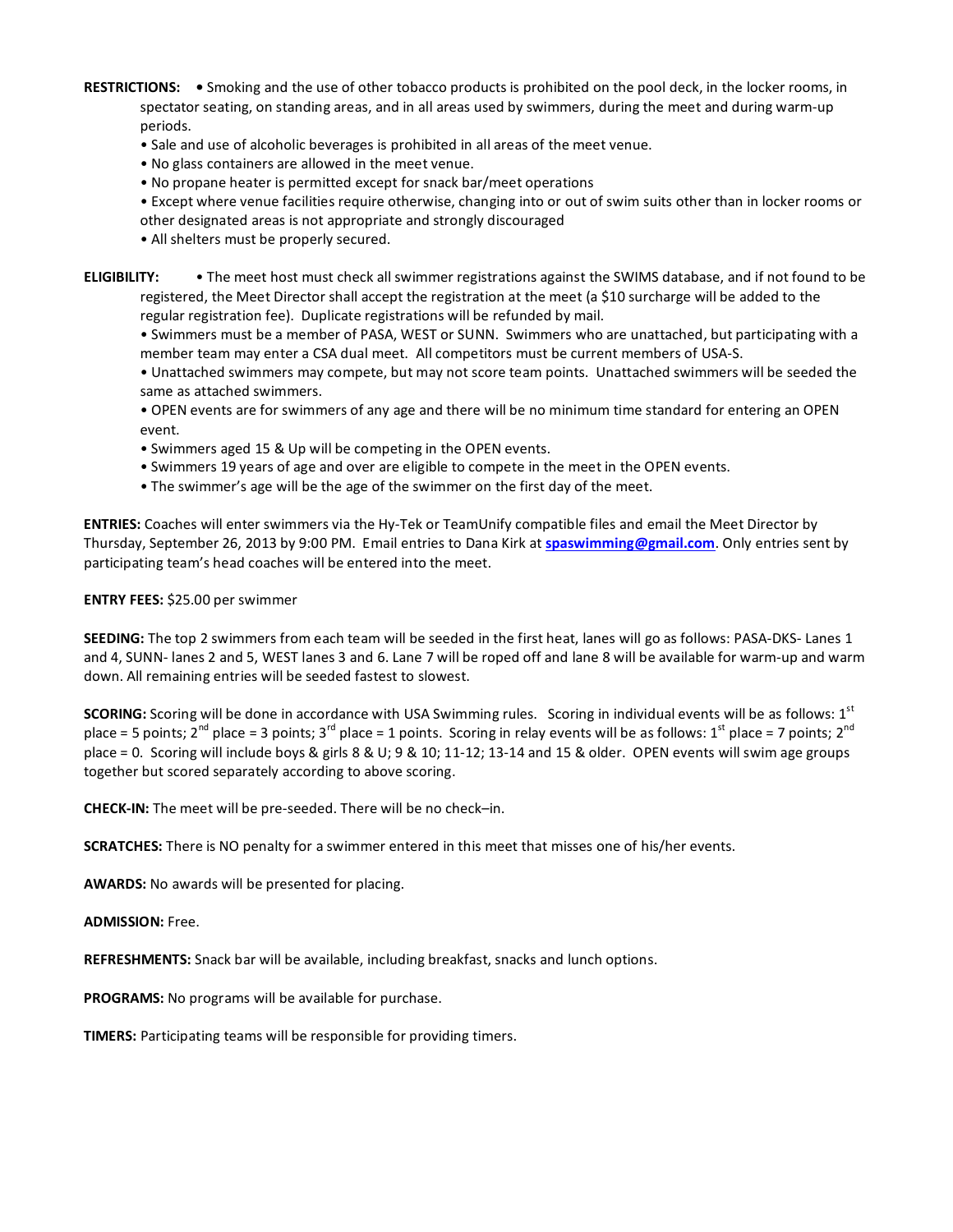**RESTRICTIONS:** • Smoking and the use of other tobacco products is prohibited on the pool deck, in the locker rooms, in spectator seating, on standing areas, and in all areas used by swimmers, during the meet and during warm-up periods.

- Sale and use of alcoholic beverages is prohibited in all areas of the meet venue.
- No glass containers are allowed in the meet venue.
- No propane heater is permitted except for snack bar/meet operations
- Except where venue facilities require otherwise, changing into or out of swim suits other than in locker rooms or other designated areas is not appropriate and strongly discouraged
- All shelters must be properly secured.

**ELIGIBILITY:** • The meet host must check all swimmer registrations against the SWIMS database, and if not found to be registered, the Meet Director shall accept the registration at the meet (a $10 surcharge will be added to the regular registration fee). Duplicate registrations will be refunded by mail.

- Swimmers must be a member of PASA, WEST or SUNN. Swimmers who are unattached, but participating with a member team may enter a CSA dual meet. All competitors must be current members of USA-S.
- Unattached swimmers may compete, but may not score team points. Unattached swimmers will be seeded the same as attached swimmers.
- OPEN events are for swimmers of any age and there will be no minimum time standard for entering an OPEN event.
- Swimmers aged 15 & Up will be competing in the OPEN events.
- Swimmers 19 years of age and over are eligible to compete in the meet in the OPEN events.
- The swimmer's age will be the age of the swimmer on the first day of the meet.

**ENTRIES:** Coaches will enter swimmers via the Hy-Tek or TeamUnify compatible files and email the Meet Director by Thursday, September 26, 2013 by 9:00 PM. Email entries to Dana Kirk at **spaswimming@gmail.com**. Only entries sent by participating team's head coaches will be entered into the meet.

**ENTRY FEES:** $25.00 per swimmer

**SEEDING:** The top 2 swimmers from each team will be seeded in the first heat, lanes will go as follows: PASA-DKS- Lanes 1 and 4, SUNN- lanes 2 and 5, WEST lanes 3 and 6. Lane 7 will be roped off and lane 8 will be available for warm-up and warm down. All remaining entries will be seeded fastest to slowest.

**SCORING:** Scoring will be done in accordance with USA Swimming rules. Scoring in individual events will be as follows: 1st place = 5 points; 2nd place = 3 points; 3rd place = 1 points. Scoring in relay events will be as follows: 1st place = 7 points; 2nd place = 0. Scoring will include boys & girls 8 & U; 9 & 10; 11-12; 13-14 and 15 & older. OPEN events will swim age groups together but scored separately according to above scoring.

**CHECK-IN:** The meet will be pre-seeded. There will be no check–in.

**SCRATCHES:** There is NO penalty for a swimmer entered in this meet that misses one of his/her events.

**AWARDS:** No awards will be presented for placing.

**ADMISSION:** Free.

**REFRESHMENTS:** Snack bar will be available, including breakfast, snacks and lunch options.

**PROGRAMS:** No programs will be available for purchase.

**TIMERS:** Participating teams will be responsible for providing timers.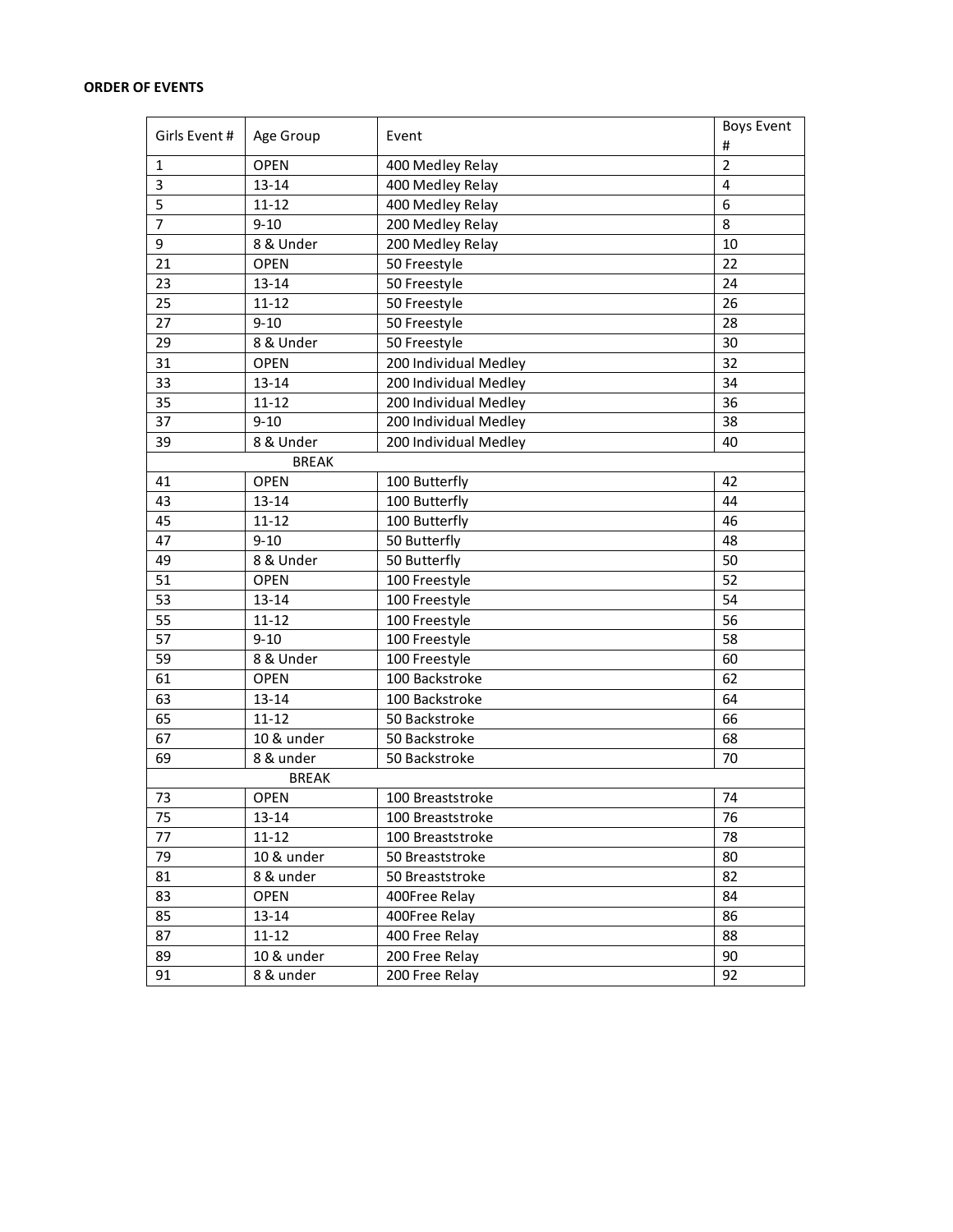**ORDER OF EVENTS**

| Girls Event # | Age Group | Event | Boys Event # |
|---|---|---|---|
| 1 | OPEN | 400 Medley Relay | 2 |
| 3 | 13-14 | 400 Medley Relay | 4 |
| 5 | 11-12 | 400 Medley Relay | 6 |
| 7 | 9-10 | 200 Medley Relay | 8 |
| 9 | 8 & Under | 200 Medley Relay | 10 |
| 21 | OPEN | 50 Freestyle | 22 |
| 23 | 13-14 | 50 Freestyle | 24 |
| 25 | 11-12 | 50 Freestyle | 26 |
| 27 | 9-10 | 50 Freestyle | 28 |
| 29 | 8 & Under | 50 Freestyle | 30 |
| 31 | OPEN | 200 Individual Medley | 32 |
| 33 | 13-14 | 200 Individual Medley | 34 |
| 35 | 11-12 | 200 Individual Medley | 36 |
| 37 | 9-10 | 200 Individual Medley | 38 |
| 39 | 8 & Under | 200 Individual Medley | 40 |
| | BREAK | | |
| 41 | OPEN | 100 Butterfly | 42 |
| 43 | 13-14 | 100 Butterfly | 44 |
| 45 | 11-12 | 100 Butterfly | 46 |
| 47 | 9-10 | 50 Butterfly | 48 |
| 49 | 8 & Under | 50 Butterfly | 50 |
| 51 | OPEN | 100 Freestyle | 52 |
| 53 | 13-14 | 100 Freestyle | 54 |
| 55 | 11-12 | 100 Freestyle | 56 |
| 57 | 9-10 | 100 Freestyle | 58 |
| 59 | 8 & Under | 100 Freestyle | 60 |
| 61 | OPEN | 100 Backstroke | 62 |
| 63 | 13-14 | 100 Backstroke | 64 |
| 65 | 11-12 | 50 Backstroke | 66 |
| 67 | 10 & under | 50 Backstroke | 68 |
| 69 | 8 & under | 50 Backstroke | 70 |
| | BREAK | | |
| 73 | OPEN | 100 Breaststroke | 74 |
| 75 | 13-14 | 100 Breaststroke | 76 |
| 77 | 11-12 | 100 Breaststroke | 78 |
| 79 | 10 & under | 50 Breaststroke | 80 |
| 81 | 8 & under | 50 Breaststroke | 82 |
| 83 | OPEN | 400Free Relay | 84 |
| 85 | 13-14 | 400Free Relay | 86 |
| 87 | 11-12 | 400 Free Relay | 88 |
| 89 | 10 & under | 200 Free Relay | 90 |
| 91 | 8 & under | 200 Free Relay | 92 |